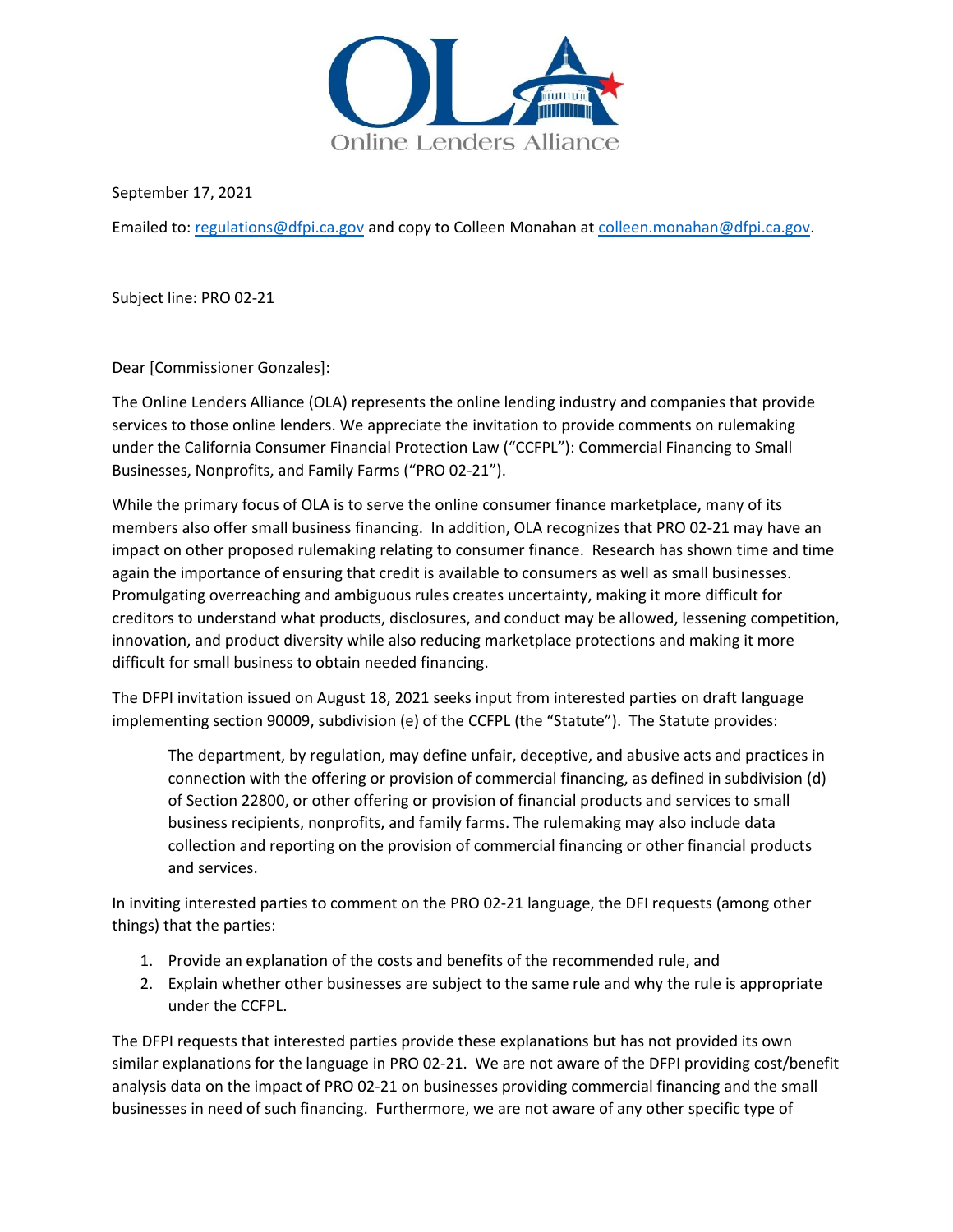Online Lenders Alliance

September 17, 2021

Emailed to: regulations@dfpi.ca.gov and copy to Colleen Monahan at colleen.monahan@dfpi.ca.gov.

Subject line: PRO 02-21

Dear [Commissioner Gonzales]:

The Online Lenders Alliance (OLA) represents the online lending industry and companies that provide services to those online lenders. We appreciate the invitation to provide comments on rulemaking under the California Consumer Financial Protection Law ("CCFPL"): Commercial Financing to Small Businesses, Nonprofits, and Family Farms ("PRO 02-21").

While the primary focus of OLA is to serve the online consumer finance marketplace, many of its members also offer small business financing. In addition, OLA recognizes that PRO 02-21 may have an impact on other proposed rulemaking relating to consumer finance. Research has shown time and time again the importance of ensuring that credit is available to consumers as well as small businesses. Promulgating overreaching and ambiguous rules creates uncertainty, making it more difficult for creditors to understand what products, disclosures, and conduct may be allowed, lessening competition, innovation, and product diversity while also reducing marketplace protections and making it more difficult for small business to obtain needed financing.

The DFPI invitation issued on August 18, 2021 seeks input from interested parties on draft language implementing section 90009, subdivision (e) of the CCFPL (the "Statute"). The Statute provides:

> The department, by regulation, may define unfair, deceptive, and abusive acts and practices in connection with the offering or provision of commercial financing, as defined in subdivision (d) of Section 22800, or other offering or provision of financial products and services to small business recipients, nonprofits, and family farms. The rulemaking may also include data collection and reporting on the provision of commercial financing or other financial products and services.

In inviting interested parties to comment on the PRO 02-21 language, the DFI requests (among other things) that the parties:

1. Provide an explanation of the costs and benefits of the recommended rule, and
2. Explain whether other businesses are subject to the same rule and why the rule is appropriate under the CCFPL.

The DFPI requests that interested parties provide these explanations but has not provided its own similar explanations for the language in PRO 02-21. We are not aware of the DFPI providing cost/benefit analysis data on the impact of PRO 02-21 on businesses providing commercial financing and the small businesses in need of such financing. Furthermore, we are not aware of any other specific type of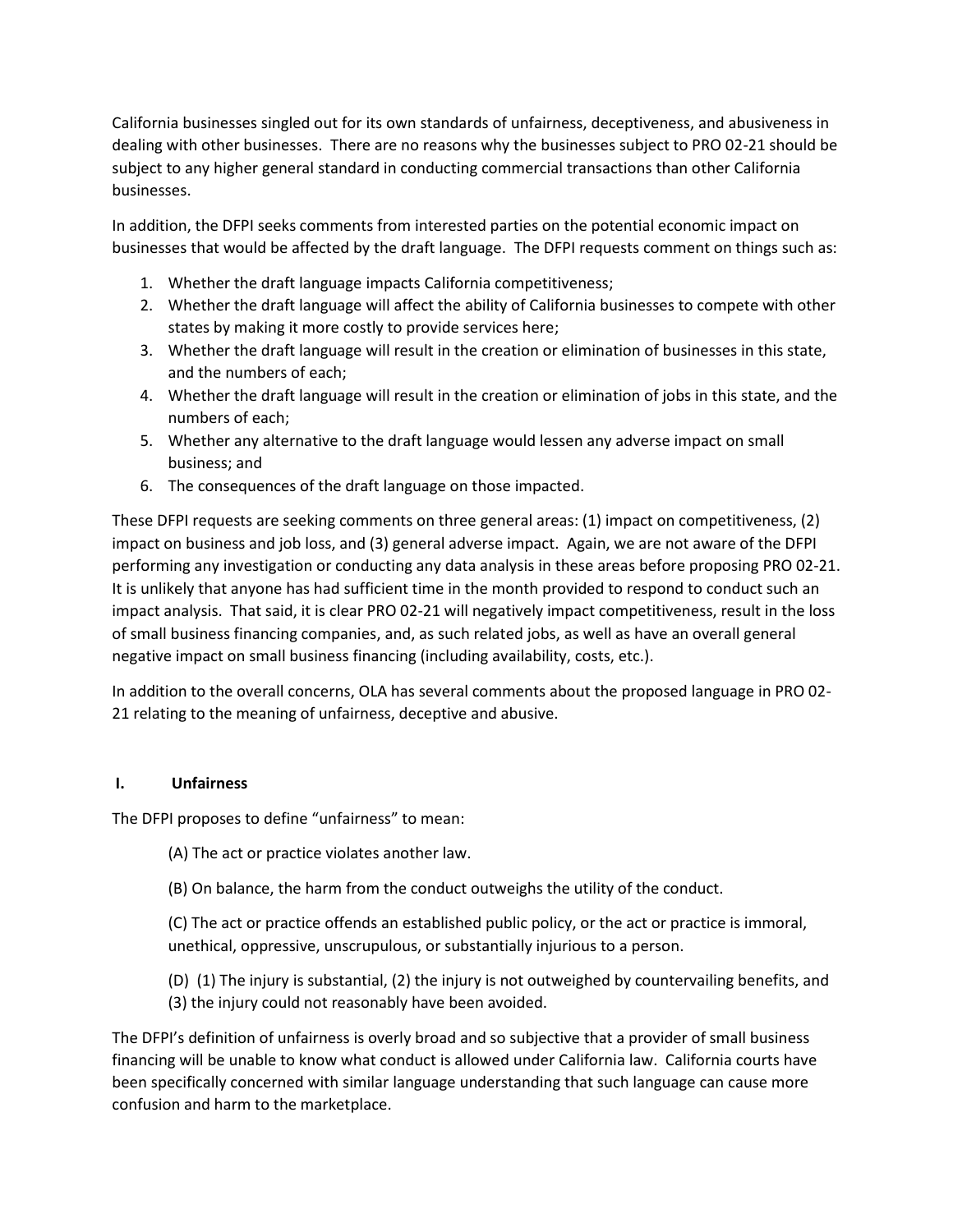California businesses singled out for its own standards of unfairness, deceptiveness, and abusiveness in dealing with other businesses. There are no reasons why the businesses subject to PRO 02-21 should be subject to any higher general standard in conducting commercial transactions than other California businesses.

In addition, the DFPI seeks comments from interested parties on the potential economic impact on businesses that would be affected by the draft language. The DFPI requests comment on things such as:

1. Whether the draft language impacts California competitiveness;
2. Whether the draft language will affect the ability of California businesses to compete with other states by making it more costly to provide services here;
3. Whether the draft language will result in the creation or elimination of businesses in this state, and the numbers of each;
4. Whether the draft language will result in the creation or elimination of jobs in this state, and the numbers of each;
5. Whether any alternative to the draft language would lessen any adverse impact on small business; and
6. The consequences of the draft language on those impacted.

These DFPI requests are seeking comments on three general areas: (1) impact on competitiveness, (2) impact on business and job loss, and (3) general adverse impact. Again, we are not aware of the DFPI performing any investigation or conducting any data analysis in these areas before proposing PRO 02-21. It is unlikely that anyone has had sufficient time in the month provided to respond to conduct such an impact analysis. That said, it is clear PRO 02-21 will negatively impact competitiveness, result in the loss of small business financing companies, and, as such related jobs, as well as have an overall general negative impact on small business financing (including availability, costs, etc.).

In addition to the overall concerns, OLA has several comments about the proposed language in PRO 02-21 relating to the meaning of unfairness, deceptive and abusive.

## I. Unfairness

The DFPI proposes to define "unfairness" to mean:

> (A) The act or practice violates another law.
>
> (B) On balance, the harm from the conduct outweighs the utility of the conduct.
>
> (C) The act or practice offends an established public policy, or the act or practice is immoral, unethical, oppressive, unscrupulous, or substantially injurious to a person.
>
> (D) (1) The injury is substantial, (2) the injury is not outweighed by countervailing benefits, and (3) the injury could not reasonably have been avoided.

The DFPI's definition of unfairness is overly broad and so subjective that a provider of small business financing will be unable to know what conduct is allowed under California law. California courts have been specifically concerned with similar language understanding that such language can cause more confusion and harm to the marketplace.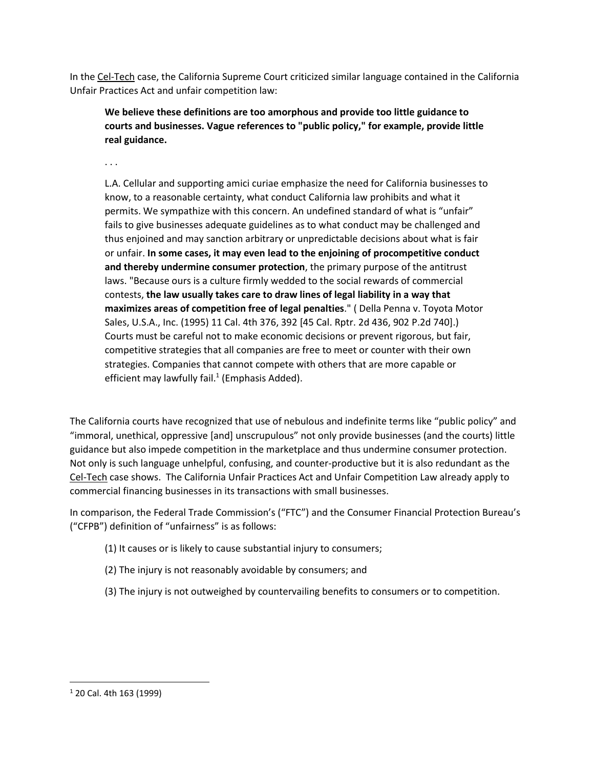In the Cel-Tech case, the California Supreme Court criticized similar language contained in the California Unfair Practices Act and unfair competition law:

> **We believe these definitions are too amorphous and provide too little guidance to courts and businesses. Vague references to "public policy," for example, provide little real guidance.**
>
> . . .
>
> L.A. Cellular and supporting amici curiae emphasize the need for California businesses to know, to a reasonable certainty, what conduct California law prohibits and what it permits. We sympathize with this concern. An undefined standard of what is "unfair" fails to give businesses adequate guidelines as to what conduct may be challenged and thus enjoined and may sanction arbitrary or unpredictable decisions about what is fair or unfair. **In some cases, it may even lead to the enjoining of procompetitive conduct and thereby undermine consumer protection**, the primary purpose of the antitrust laws. "Because ours is a culture firmly wedded to the social rewards of commercial contests, **the law usually takes care to draw lines of legal liability in a way that maximizes areas of competition free of legal penalties**." ( Della Penna v. Toyota Motor Sales, U.S.A., Inc. (1995) 11 Cal. 4th 376, 392 [45 Cal. Rptr. 2d 436, 902 P.2d 740].) Courts must be careful not to make economic decisions or prevent rigorous, but fair, competitive strategies that all companies are free to meet or counter with their own strategies. Companies that cannot compete with others that are more capable or efficient may lawfully fail.[1] (Emphasis Added).

The California courts have recognized that use of nebulous and indefinite terms like "public policy" and "immoral, unethical, oppressive [and] unscrupulous" not only provide businesses (and the courts) little guidance but also impede competition in the marketplace and thus undermine consumer protection. Not only is such language unhelpful, confusing, and counter-productive but it is also redundant as the Cel-Tech case shows. The California Unfair Practices Act and Unfair Competition Law already apply to commercial financing businesses in its transactions with small businesses.

In comparison, the Federal Trade Commission's ("FTC") and the Consumer Financial Protection Bureau's ("CFPB") definition of "unfairness" is as follows:

(1) It causes or is likely to cause substantial injury to consumers;

(2) The injury is not reasonably avoidable by consumers; and

(3) The injury is not outweighed by countervailing benefits to consumers or to competition.

---

[1] 20 Cal. 4th 163 (1999)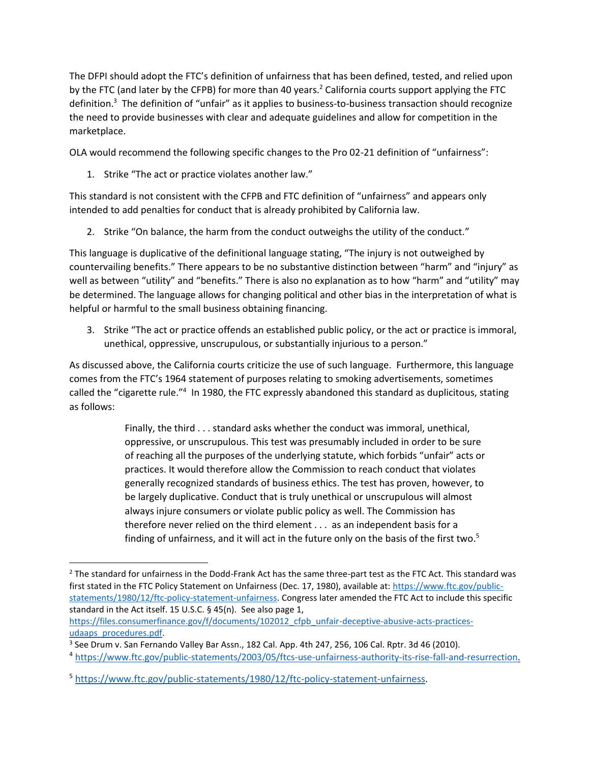The DFPI should adopt the FTC's definition of unfairness that has been defined, tested, and relied upon by the FTC (and later by the CFPB) for more than 40 years.[2] California courts support applying the FTC definition.[3] The definition of "unfair" as it applies to business-to-business transaction should recognize the need to provide businesses with clear and adequate guidelines and allow for competition in the marketplace.

OLA would recommend the following specific changes to the Pro 02-21 definition of "unfairness":

1. Strike "The act or practice violates another law."

This standard is not consistent with the CFPB and FTC definition of "unfairness" and appears only intended to add penalties for conduct that is already prohibited by California law.

2. Strike "On balance, the harm from the conduct outweighs the utility of the conduct."

This language is duplicative of the definitional language stating, "The injury is not outweighed by countervailing benefits." There appears to be no substantive distinction between "harm" and "injury" as well as between "utility" and "benefits." There is also no explanation as to how "harm" and "utility" may be determined. The language allows for changing political and other bias in the interpretation of what is helpful or harmful to the small business obtaining financing.

3. Strike "The act or practice offends an established public policy, or the act or practice is immoral, unethical, oppressive, unscrupulous, or substantially injurious to a person."

As discussed above, the California courts criticize the use of such language. Furthermore, this language comes from the FTC's 1964 statement of purposes relating to smoking advertisements, sometimes called the "cigarette rule."[4] In 1980, the FTC expressly abandoned this standard as duplicitous, stating as follows:

> Finally, the third . . . standard asks whether the conduct was immoral, unethical, oppressive, or unscrupulous. This test was presumably included in order to be sure of reaching all the purposes of the underlying statute, which forbids "unfair" acts or practices. It would therefore allow the Commission to reach conduct that violates generally recognized standards of business ethics. The test has proven, however, to be largely duplicative. Conduct that is truly unethical or unscrupulous will almost always injure consumers or violate public policy as well. The Commission has therefore never relied on the third element . . . as an independent basis for a finding of unfairness, and it will act in the future only on the basis of the first two.[5]

---

[2] The standard for unfairness in the Dodd-Frank Act has the same three-part test as the FTC Act. This standard was first stated in the FTC Policy Statement on Unfairness (Dec. 17, 1980), available at: https://www.ftc.gov/public-statements/1980/12/ftc-policy-statement-unfairness. Congress later amended the FTC Act to include this specific standard in the Act itself. 15 U.S.C. § 45(n). See also page 1, https://files.consumerfinance.gov/f/documents/102012_cfpb_unfair-deceptive-abusive-acts-practices-udaaps_procedures.pdf.

[3] See Drum v. San Fernando Valley Bar Assn., 182 Cal. App. 4th 247, 256, 106 Cal. Rptr. 3d 46 (2010).

[4] https://www.ftc.gov/public-statements/2003/05/ftcs-use-unfairness-authority-its-rise-fall-and-resurrection.

[5] https://www.ftc.gov/public-statements/1980/12/ftc-policy-statement-unfairness.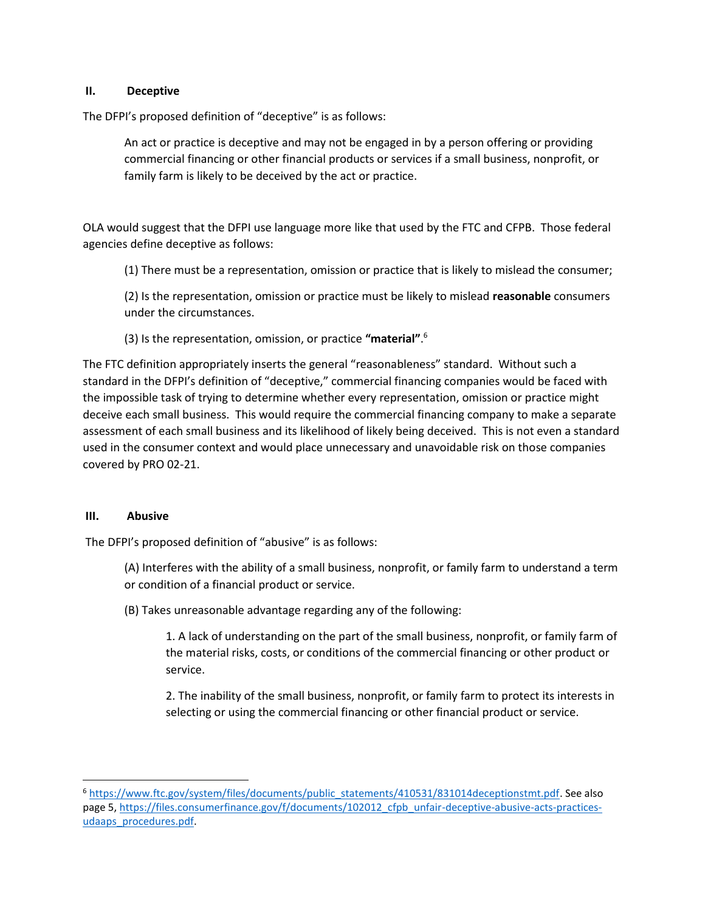## II. Deceptive

The DFPI's proposed definition of "deceptive" is as follows:

> An act or practice is deceptive and may not be engaged in by a person offering or providing commercial financing or other financial products or services if a small business, nonprofit, or family farm is likely to be deceived by the act or practice.

OLA would suggest that the DFPI use language more like that used by the FTC and CFPB. Those federal agencies define deceptive as follows:

> (1) There must be a representation, omission or practice that is likely to mislead the consumer;
>
> (2) Is the representation, omission or practice must be likely to mislead **reasonable** consumers under the circumstances.
>
> (3) Is the representation, omission, or practice **"material"**.[6]

The FTC definition appropriately inserts the general "reasonableness" standard. Without such a standard in the DFPI's definition of "deceptive," commercial financing companies would be faced with the impossible task of trying to determine whether every representation, omission or practice might deceive each small business. This would require the commercial financing company to make a separate assessment of each small business and its likelihood of likely being deceived. This is not even a standard used in the consumer context and would place unnecessary and unavoidable risk on those companies covered by PRO 02-21.

## III. Abusive

The DFPI's proposed definition of "abusive" is as follows:

> (A) Interferes with the ability of a small business, nonprofit, or family farm to understand a term or condition of a financial product or service.
>
> (B) Takes unreasonable advantage regarding any of the following:
>
> > 1. A lack of understanding on the part of the small business, nonprofit, or family farm of the material risks, costs, or conditions of the commercial financing or other product or service.
> >
> > 2. The inability of the small business, nonprofit, or family farm to protect its interests in selecting or using the commercial financing or other financial product or service.

---

[6] https://www.ftc.gov/system/files/documents/public_statements/410531/831014deceptionstmt.pdf. See also page 5, https://files.consumerfinance.gov/f/documents/102012_cfpb_unfair-deceptive-abusive-acts-practices-udaaps_procedures.pdf.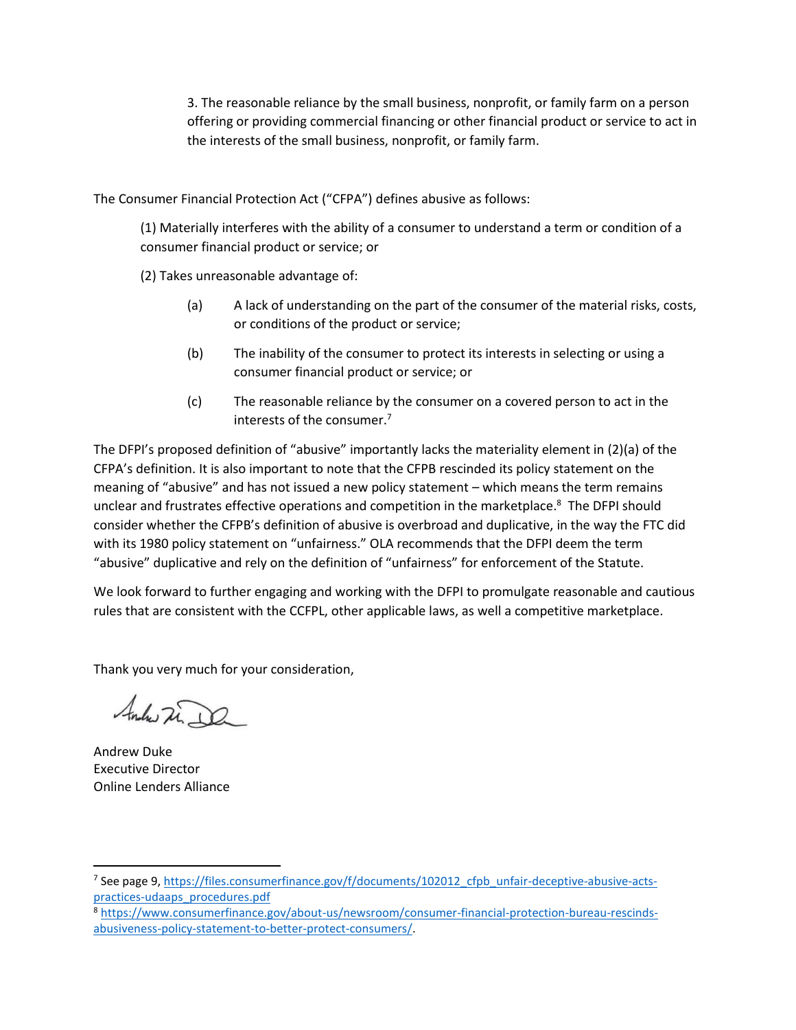3. The reasonable reliance by the small business, nonprofit, or family farm on a person offering or providing commercial financing or other financial product or service to act in the interests of the small business, nonprofit, or family farm.

The Consumer Financial Protection Act ("CFPA") defines abusive as follows:

> (1) Materially interferes with the ability of a consumer to understand a term or condition of a consumer financial product or service; or
>
> (2) Takes unreasonable advantage of:
>
> (a) A lack of understanding on the part of the consumer of the material risks, costs, or conditions of the product or service;
>
> (b) The inability of the consumer to protect its interests in selecting or using a consumer financial product or service; or
>
> (c) The reasonable reliance by the consumer on a covered person to act in the interests of the consumer.[7]

The DFPI's proposed definition of "abusive" importantly lacks the materiality element in (2)(a) of the CFPA's definition. It is also important to note that the CFPB rescinded its policy statement on the meaning of "abusive" and has not issued a new policy statement – which means the term remains unclear and frustrates effective operations and competition in the marketplace.[8] The DFPI should consider whether the CFPB's definition of abusive is overbroad and duplicative, in the way the FTC did with its 1980 policy statement on "unfairness." OLA recommends that the DFPI deem the term "abusive" duplicative and rely on the definition of "unfairness" for enforcement of the Statute.

We look forward to further engaging and working with the DFPI to promulgate reasonable and cautious rules that are consistent with the CCFPL, other applicable laws, as well a competitive marketplace.

Thank you very much for your consideration,

Andrew Duke
Executive Director
Online Lenders Alliance

---

[7] See page 9, https://files.consumerfinance.gov/f/documents/102012_cfpb_unfair-deceptive-abusive-acts-practices-udaaps_procedures.pdf

[8] https://www.consumerfinance.gov/about-us/newsroom/consumer-financial-protection-bureau-rescinds-abusiveness-policy-statement-to-better-protect-consumers/.